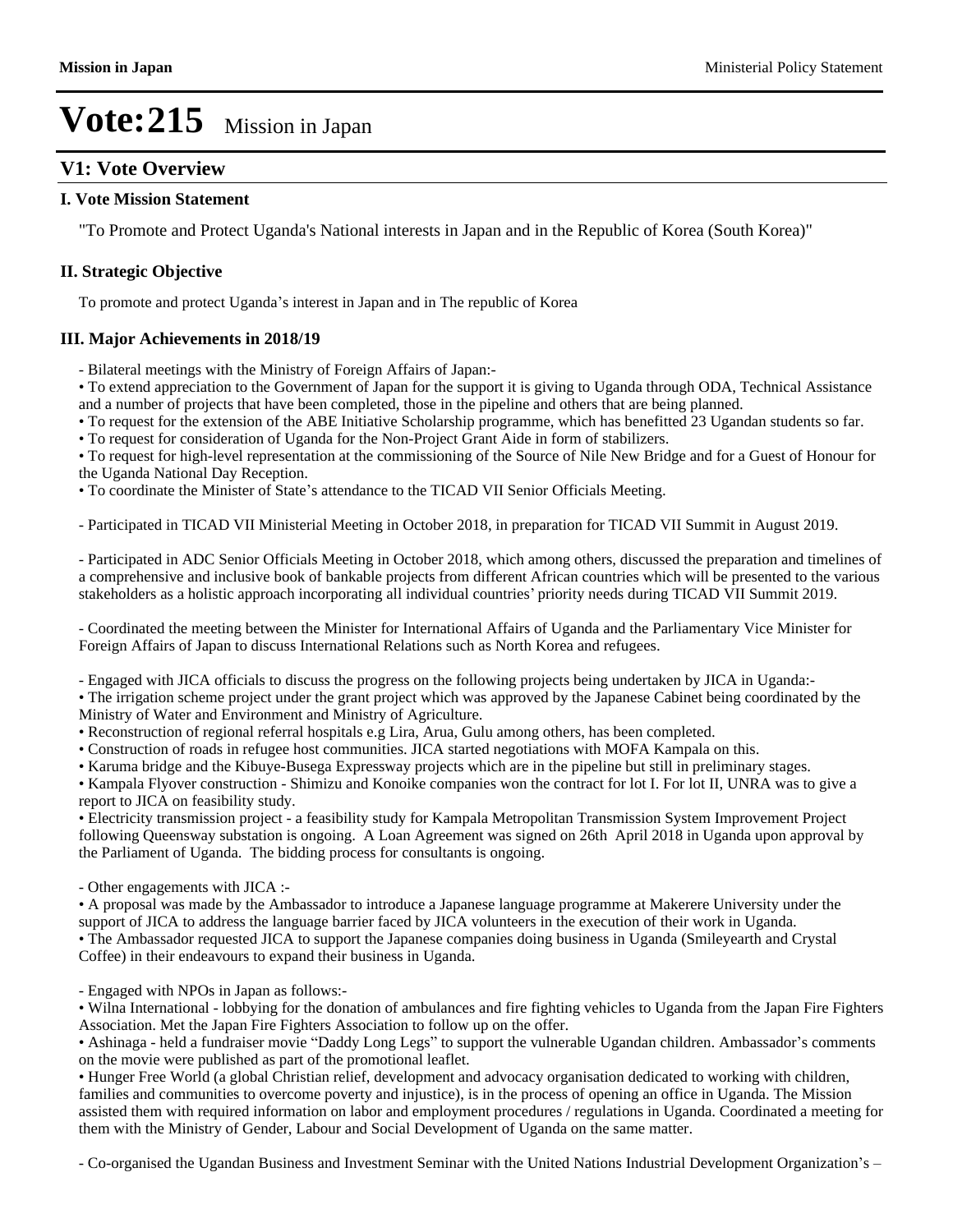# Vote:215 Mission in Japan

## V1: Vote Overview

### I. Vote Mission Statement

"To Promote and Protect Uganda's National interests in Japan and in the Republic of Korea (South Korea)"

### II. Strategic Objective

To promote and protect Uganda's interest in Japan and in The republic of Korea

### III. Major Achievements in 2018/19

- Bilateral meetings with the Ministry of Foreign Affairs of Japan:-

• To extend appreciation to the Government of Japan for the support it is giving to Uganda through ODA, Technical Assistance and a number of projects that have been completed, those in the pipeline and others that are being planned.
• To request for the extension of the ABE Initiative Scholarship programme, which has benefitted 23 Ugandan students so far.
• To request for consideration of Uganda for the Non-Project Grant Aide in form of stabilizers.
• To request for high-level representation at the commissioning of the Source of Nile New Bridge and for a Guest of Honour for the Uganda National Day Reception.
• To coordinate the Minister of State's attendance to the TICAD VII Senior Officials Meeting.

- Participated in TICAD VII Ministerial Meeting in October 2018, in preparation for TICAD VII Summit in August 2019.

- Participated in ADC Senior Officials Meeting in October 2018, which among others, discussed the preparation and timelines of a comprehensive and inclusive book of bankable projects from different African countries which will be presented to the various stakeholders as a holistic approach incorporating all individual countries' priority needs during TICAD VII Summit 2019.

- Coordinated the meeting between the Minister for International Affairs of Uganda and the Parliamentary Vice Minister for Foreign Affairs of Japan to discuss International Relations such as North Korea and refugees.

- Engaged with JICA officials to discuss the progress on the following projects being undertaken by JICA in Uganda:-

• The irrigation scheme project under the grant project which was approved by the Japanese Cabinet being coordinated by the Ministry of Water and Environment and Ministry of Agriculture.
• Reconstruction of regional referral hospitals e.g Lira, Arua, Gulu among others, has been completed.
• Construction of roads in refugee host communities. JICA started negotiations with MOFA Kampala on this.
• Karuma bridge and the Kibuye-Busega Expressway projects which are in the pipeline but still in preliminary stages.
• Kampala Flyover construction - Shimizu and Konoike companies won the contract for lot I. For lot II, UNRA was to give a report to JICA on feasibility study.
• Electricity transmission project - a feasibility study for Kampala Metropolitan Transmission System Improvement Project following Queensway substation is ongoing. A Loan Agreement was signed on 26th April 2018 in Uganda upon approval by the Parliament of Uganda. The bidding process for consultants is ongoing.

- Other engagements with JICA :-

• A proposal was made by the Ambassador to introduce a Japanese language programme at Makerere University under the support of JICA to address the language barrier faced by JICA volunteers in the execution of their work in Uganda.
• The Ambassador requested JICA to support the Japanese companies doing business in Uganda (Smileyearth and Crystal Coffee) in their endeavours to expand their business in Uganda.

- Engaged with NPOs in Japan as follows:-

• Wilna International - lobbying for the donation of ambulances and fire fighting vehicles to Uganda from the Japan Fire Fighters Association. Met the Japan Fire Fighters Association to follow up on the offer.
• Ashinaga - held a fundraiser movie "Daddy Long Legs" to support the vulnerable Ugandan children. Ambassador's comments on the movie were published as part of the promotional leaflet.
• Hunger Free World (a global Christian relief, development and advocacy organisation dedicated to working with children, families and communities to overcome poverty and injustice), is in the process of opening an office in Uganda. The Mission assisted them with required information on labor and employment procedures / regulations in Uganda. Coordinated a meeting for them with the Ministry of Gender, Labour and Social Development of Uganda on the same matter.

- Co-organised the Ugandan Business and Investment Seminar with the United Nations Industrial Development Organization's –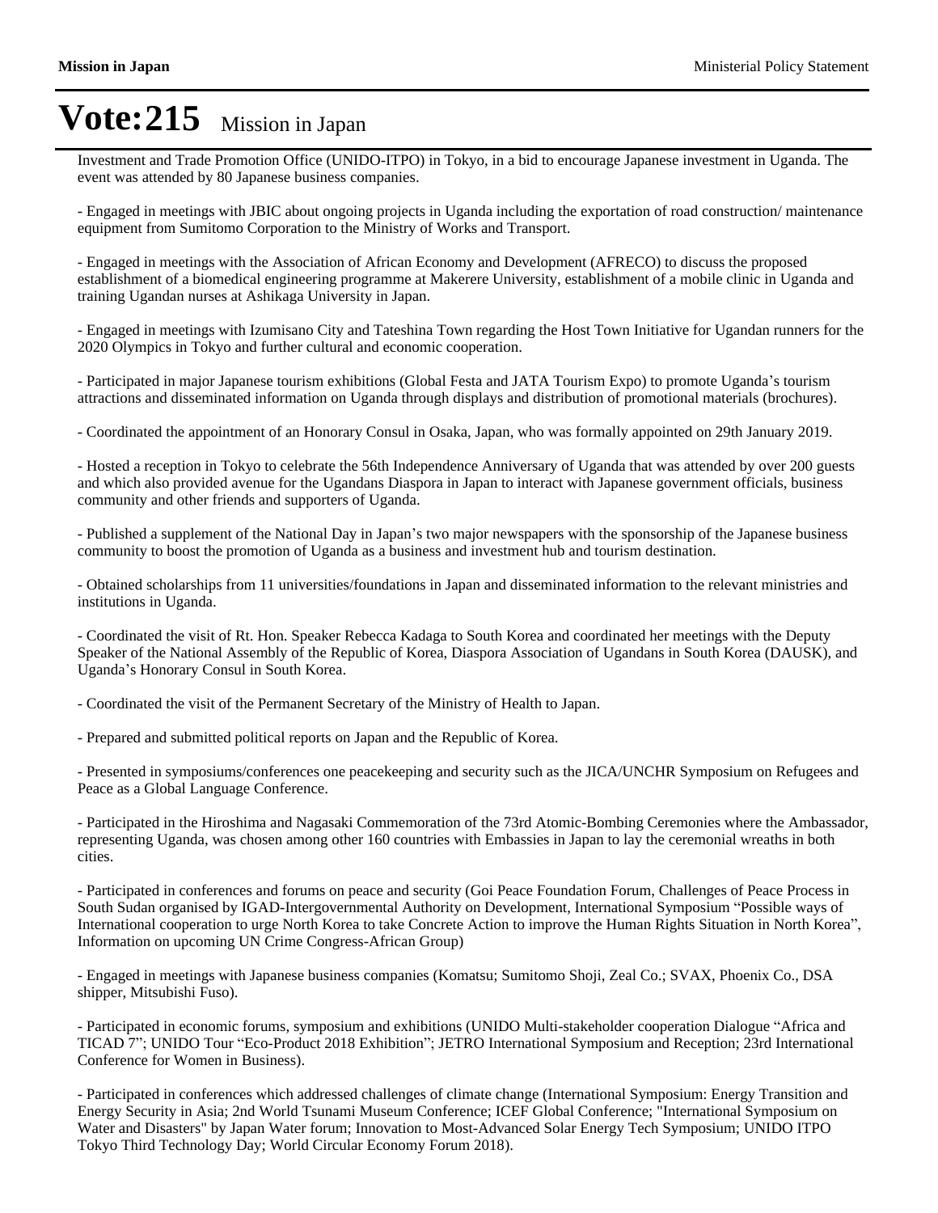Investment and Trade Promotion Office (UNIDO-ITPO) in Tokyo, in a bid to encourage Japanese investment in Uganda. The event was attended by 80 Japanese business companies.

- Engaged in meetings with JBIC about ongoing projects in Uganda including the exportation of road construction/ maintenance equipment from Sumitomo Corporation to the Ministry of Works and Transport.

- Engaged in meetings with the Association of African Economy and Development (AFRECO) to discuss the proposed establishment of a biomedical engineering programme at Makerere University, establishment of a mobile clinic in Uganda and training Ugandan nurses at Ashikaga University in Japan.

- Engaged in meetings with Izumisano City and Tateshina Town regarding the Host Town Initiative for Ugandan runners for the 2020 Olympics in Tokyo and further cultural and economic cooperation.

- Participated in major Japanese tourism exhibitions (Global Festa and JATA Tourism Expo) to promote Uganda's tourism attractions and disseminated information on Uganda through displays and distribution of promotional materials (brochures).

- Coordinated the appointment of an Honorary Consul in Osaka, Japan, who was formally appointed on 29th January 2019.

- Hosted a reception in Tokyo to celebrate the 56th Independence Anniversary of Uganda that was attended by over 200 guests and which also provided avenue for the Ugandans Diaspora in Japan to interact with Japanese government officials, business community and other friends and supporters of Uganda.

- Published a supplement of the National Day in Japan's two major newspapers with the sponsorship of the Japanese business community to boost the promotion of Uganda as a business and investment hub and tourism destination.

- Obtained scholarships from 11 universities/foundations in Japan and disseminated information to the relevant ministries and institutions in Uganda.

- Coordinated the visit of Rt. Hon. Speaker Rebecca Kadaga to South Korea and coordinated her meetings with the Deputy Speaker of the National Assembly of the Republic of Korea, Diaspora Association of Ugandans in South Korea (DAUSK), and Uganda's Honorary Consul in South Korea.

- Coordinated the visit of the Permanent Secretary of the Ministry of Health to Japan.

- Prepared and submitted political reports on Japan and the Republic of Korea.

- Presented in symposiums/conferences one peacekeeping and security such as the JICA/UNCHR Symposium on Refugees and Peace as a Global Language Conference.

- Participated in the Hiroshima and Nagasaki Commemoration of the 73rd Atomic-Bombing Ceremonies where the Ambassador, representing Uganda, was chosen among other 160 countries with Embassies in Japan to lay the ceremonial wreaths in both cities.

- Participated in conferences and forums on peace and security (Goi Peace Foundation Forum, Challenges of Peace Process in South Sudan organised by IGAD-Intergovernmental Authority on Development, International Symposium "Possible ways of International cooperation to urge North Korea to take Concrete Action to improve the Human Rights Situation in North Korea", Information on upcoming UN Crime Congress-African Group)

- Engaged in meetings with Japanese business companies (Komatsu; Sumitomo Shoji, Zeal Co.; SVAX, Phoenix Co., DSA shipper, Mitsubishi Fuso).

- Participated in economic forums, symposium and exhibitions (UNIDO Multi-stakeholder cooperation Dialogue "Africa and TICAD 7"; UNIDO Tour "Eco-Product 2018 Exhibition"; JETRO International Symposium and Reception; 23rd International Conference for Women in Business).

- Participated in conferences which addressed challenges of climate change (International Symposium: Energy Transition and Energy Security in Asia; 2nd World Tsunami Museum Conference; ICEF Global Conference; "International Symposium on Water and Disasters" by Japan Water forum; Innovation to Most-Advanced Solar Energy Tech Symposium; UNIDO ITPO Tokyo Third Technology Day; World Circular Economy Forum 2018).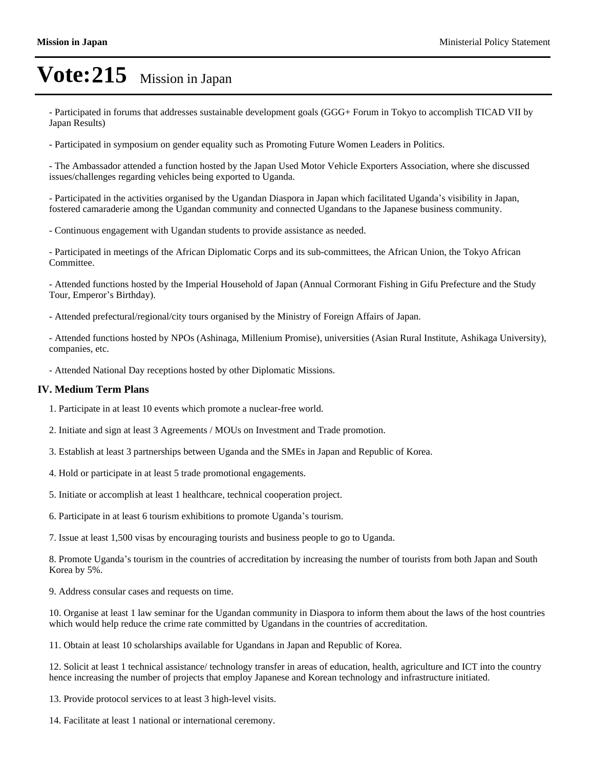# Vote:215 Mission in Japan

- Participated in forums that addresses sustainable development goals (GGG+ Forum in Tokyo to accomplish TICAD VII by Japan Results)

- Participated in symposium on gender equality such as Promoting Future Women Leaders in Politics.

- The Ambassador attended a function hosted by the Japan Used Motor Vehicle Exporters Association, where she discussed issues/challenges regarding vehicles being exported to Uganda.

- Participated in the activities organised by the Ugandan Diaspora in Japan which facilitated Uganda's visibility in Japan, fostered camaraderie among the Ugandan community and connected Ugandans to the Japanese business community.

- Continuous engagement with Ugandan students to provide assistance as needed.

- Participated in meetings of the African Diplomatic Corps and its sub-committees, the African Union, the Tokyo African Committee.

- Attended functions hosted by the Imperial Household of Japan (Annual Cormorant Fishing in Gifu Prefecture and the Study Tour, Emperor's Birthday).

- Attended prefectural/regional/city tours organised by the Ministry of Foreign Affairs of Japan.

- Attended functions hosted by NPOs (Ashinaga, Millenium Promise), universities (Asian Rural Institute, Ashikaga University), companies, etc.

- Attended National Day receptions hosted by other Diplomatic Missions.

### IV. Medium Term Plans

1. Participate in at least 10 events which promote a nuclear-free world.

2. Initiate and sign at least 3 Agreements / MOUs on Investment and Trade promotion.

3. Establish at least 3 partnerships between Uganda and the SMEs in Japan and Republic of Korea.

4. Hold or participate in at least 5 trade promotional engagements.

5. Initiate or accomplish at least 1 healthcare, technical cooperation project.

6. Participate in at least 6 tourism exhibitions to promote Uganda's tourism.

7. Issue at least 1,500 visas by encouraging tourists and business people to go to Uganda.

8. Promote Uganda's tourism in the countries of accreditation by increasing the number of tourists from both Japan and South Korea by 5%.

9. Address consular cases and requests on time.

10. Organise at least 1 law seminar for the Ugandan community in Diaspora to inform them about the laws of the host countries which would help reduce the crime rate committed by Ugandans in the countries of accreditation.

11. Obtain at least 10 scholarships available for Ugandans in Japan and Republic of Korea.

12. Solicit at least 1 technical assistance/ technology transfer in areas of education, health, agriculture and ICT into the country hence increasing the number of projects that employ Japanese and Korean technology and infrastructure initiated.

13. Provide protocol services to at least 3 high-level visits.

14. Facilitate at least 1 national or international ceremony.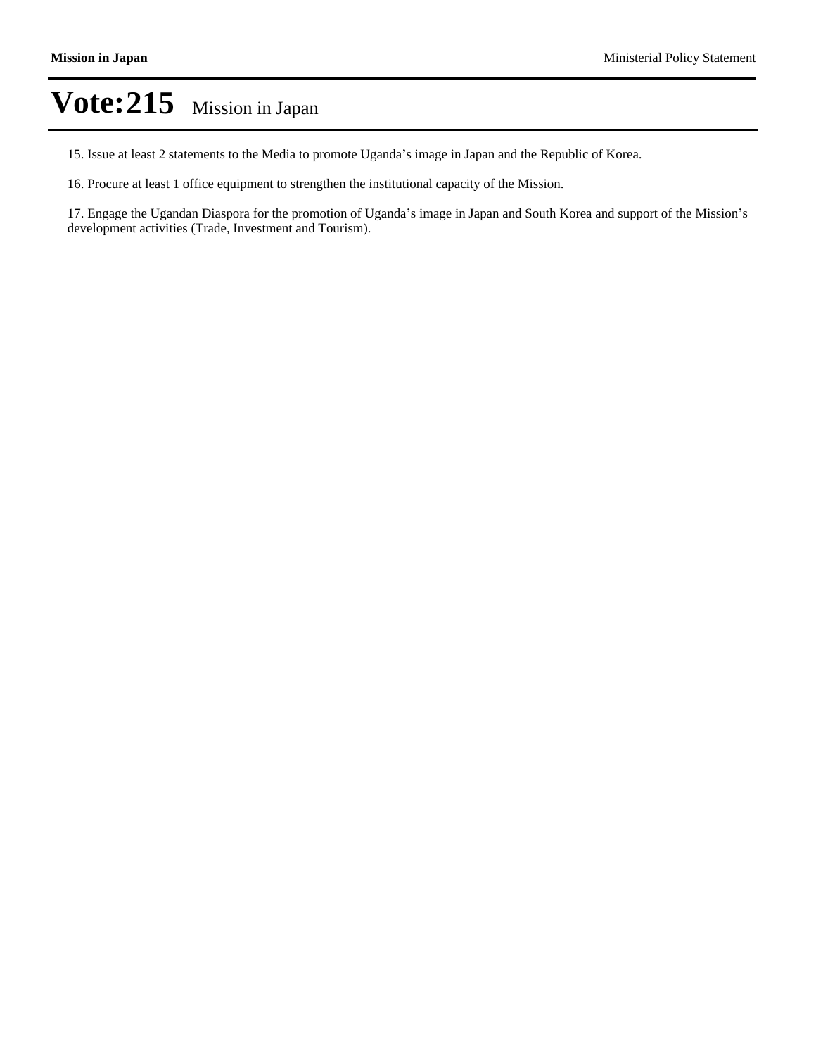# Vote:215 Mission in Japan

15. Issue at least 2 statements to the Media to promote Uganda's image in Japan and the Republic of Korea.

16. Procure at least 1 office equipment to strengthen the institutional capacity of the Mission.

17. Engage the Ugandan Diaspora for the promotion of Uganda's image in Japan and South Korea and support of the Mission's development activities (Trade, Investment and Tourism).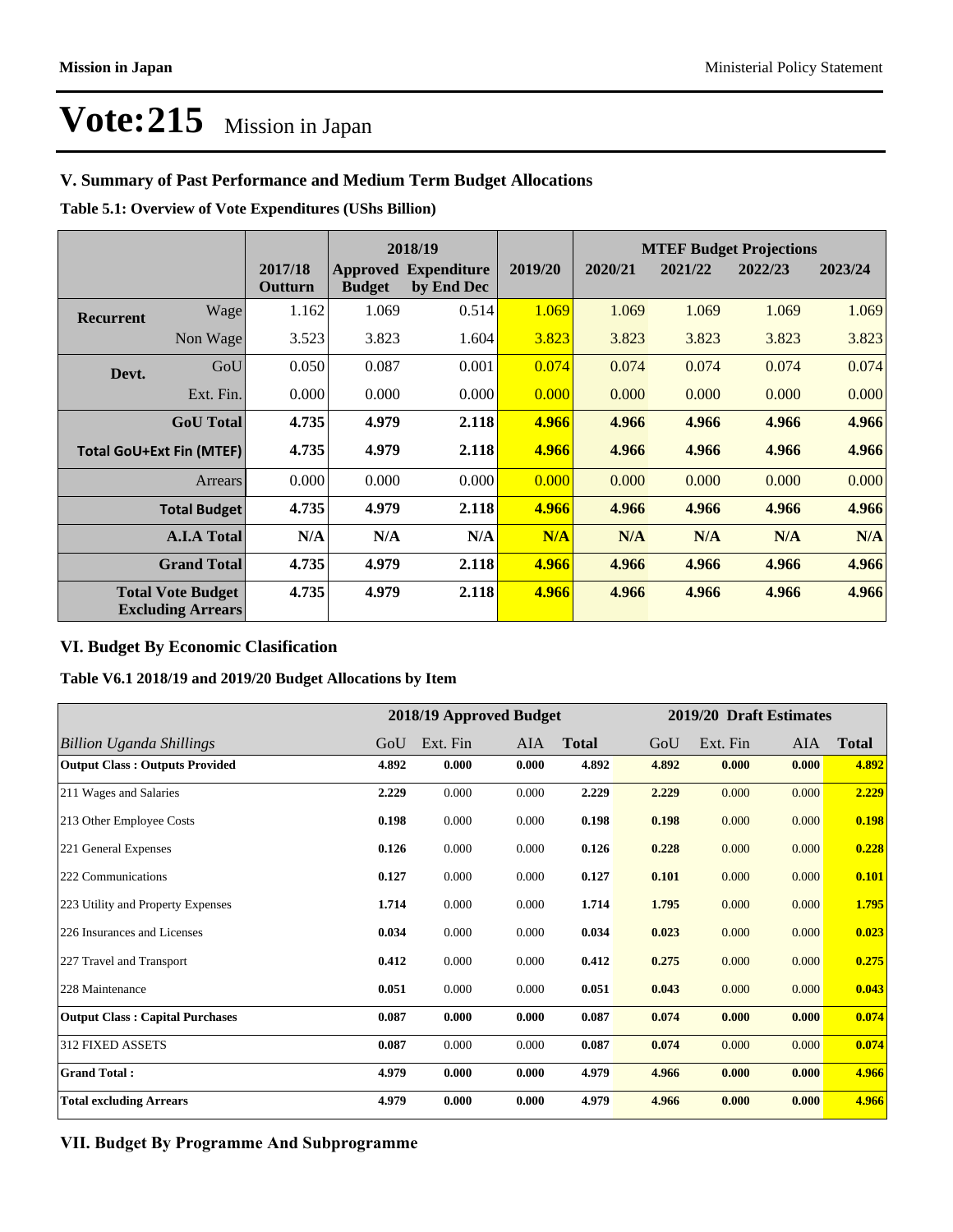# Vote:215 Mission in Japan

## V. Summary of Past Performance and Medium Term Budget Allocations

**Table 5.1: Overview of Vote Expenditures (UShs Billion)**

| | | | 2018/19 | | | MTEF Budget Projections | | | |
|---|---|---|---|---|---|---|---|---|---|
| | | 2017/18 Outturn | Approved Budget | Expenditure by End Dec | 2019/20 | 2020/21 | 2021/22 | 2022/23 | 2023/24 |
| Recurrent | Wage | 1.162 | 1.069 | 0.514 | 1.069 | 1.069 | 1.069 | 1.069 | 1.069 |
| | Non Wage | 3.523 | 3.823 | 1.604 | 3.823 | 3.823 | 3.823 | 3.823 | 3.823 |
| Devt. | GoU | 0.050 | 0.087 | 0.001 | 0.074 | 0.074 | 0.074 | 0.074 | 0.074 |
| | Ext. Fin. | 0.000 | 0.000 | 0.000 | 0.000 | 0.000 | 0.000 | 0.000 | 0.000 |
| | **GoU Total** | **4.735** | **4.979** | **2.118** | **4.966** | **4.966** | **4.966** | **4.966** | **4.966** |
| **Total GoU+Ext Fin (MTEF)** | | **4.735** | **4.979** | **2.118** | **4.966** | **4.966** | **4.966** | **4.966** | **4.966** |
| | Arrears | 0.000 | 0.000 | 0.000 | 0.000 | 0.000 | 0.000 | 0.000 | 0.000 |
| | **Total Budget** | **4.735** | **4.979** | **2.118** | **4.966** | **4.966** | **4.966** | **4.966** | **4.966** |
| | **A.I.A Total** | **N/A** | **N/A** | **N/A** | **N/A** | **N/A** | **N/A** | **N/A** | **N/A** |
| | **Grand Total** | **4.735** | **4.979** | **2.118** | **4.966** | **4.966** | **4.966** | **4.966** | **4.966** |
| | **Total Vote Budget Excluding Arrears** | **4.735** | **4.979** | **2.118** | **4.966** | **4.966** | **4.966** | **4.966** | **4.966** |

## VI. Budget By Economic Clasification

**Table V6.1 2018/19 and 2019/20 Budget Allocations by Item**

| | 2018/19 Approved Budget | | | | 2019/20 Draft Estimates | | | |
|---|---|---|---|---|---|---|---|---|
| *Billion Uganda Shillings* | GoU | Ext. Fin | AIA | **Total** | GoU | Ext. Fin | AIA | **Total** |
| **Output Class : Outputs Provided** | **4.892** | **0.000** | **0.000** | **4.892** | **4.892** | **0.000** | **0.000** | **4.892** |
| 211 Wages and Salaries | **2.229** | 0.000 | 0.000 | **2.229** | **2.229** | 0.000 | 0.000 | **2.229** |
| 213 Other Employee Costs | **0.198** | 0.000 | 0.000 | **0.198** | **0.198** | 0.000 | 0.000 | **0.198** |
| 221 General Expenses | **0.126** | 0.000 | 0.000 | **0.126** | **0.228** | 0.000 | 0.000 | **0.228** |
| 222 Communications | **0.127** | 0.000 | 0.000 | **0.127** | **0.101** | 0.000 | 0.000 | **0.101** |
| 223 Utility and Property Expenses | **1.714** | 0.000 | 0.000 | **1.714** | **1.795** | 0.000 | 0.000 | **1.795** |
| 226 Insurances and Licenses | **0.034** | 0.000 | 0.000 | **0.034** | **0.023** | 0.000 | 0.000 | **0.023** |
| 227 Travel and Transport | **0.412** | 0.000 | 0.000 | **0.412** | **0.275** | 0.000 | 0.000 | **0.275** |
| 228 Maintenance | **0.051** | 0.000 | 0.000 | **0.051** | **0.043** | 0.000 | 0.000 | **0.043** |
| **Output Class : Capital Purchases** | **0.087** | **0.000** | **0.000** | **0.087** | **0.074** | **0.000** | **0.000** | **0.074** |
| 312 FIXED ASSETS | **0.087** | 0.000 | 0.000 | **0.087** | **0.074** | 0.000 | 0.000 | **0.074** |
| **Grand Total :** | **4.979** | **0.000** | **0.000** | **4.979** | **4.966** | **0.000** | **0.000** | **4.966** |
| **Total excluding Arrears** | **4.979** | **0.000** | **0.000** | **4.979** | **4.966** | **0.000** | **0.000** | **4.966** |

## VII. Budget By Programme And Subprogramme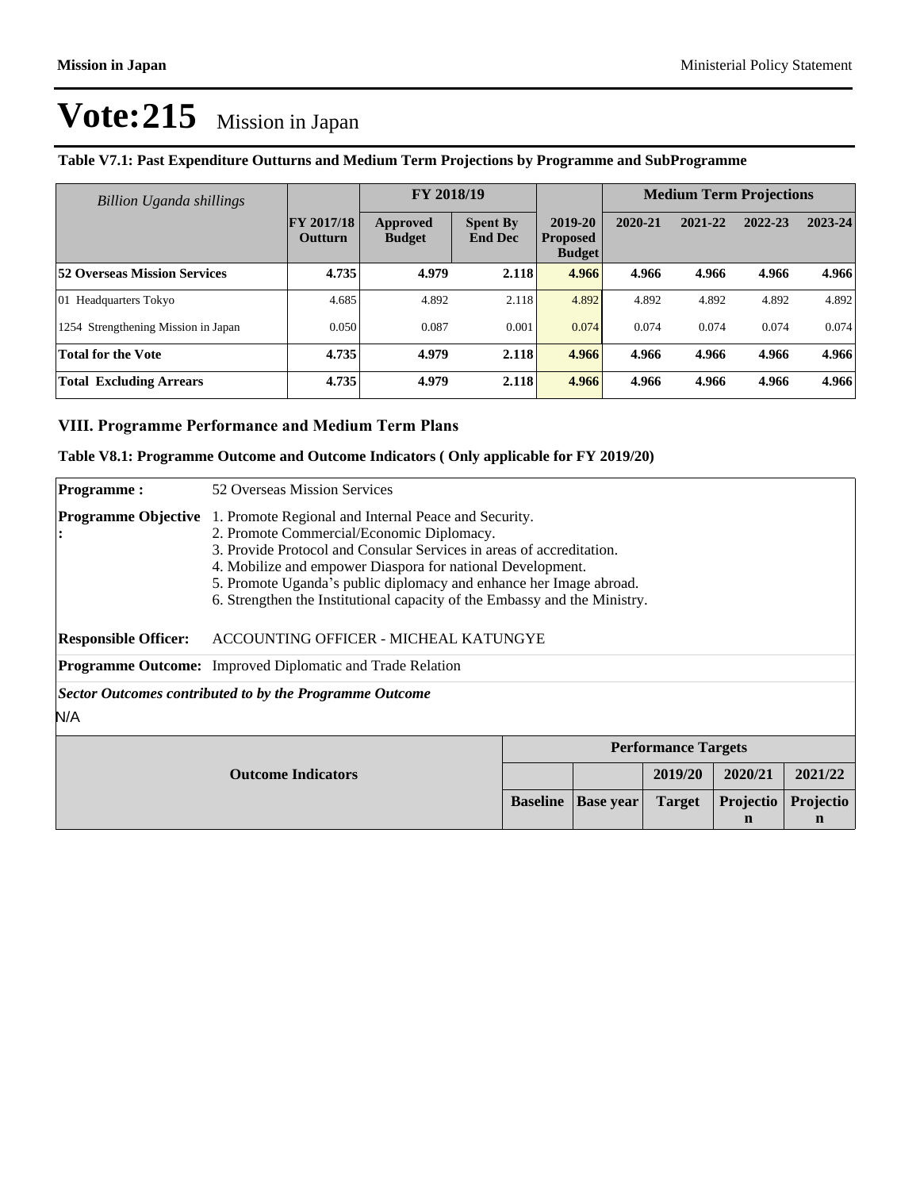# Vote:215 Mission in Japan

**Table V7.1: Past Expenditure Outturns and Medium Term Projections by Programme and SubProgramme**

| *Billion Uganda shillings* | FY 2017/18 Outturn | FY 2018/19 | | 2019-20 Proposed Budget | Medium Term Projections | | | |
|---|---|---|---|---|---|---|---|---|
| | | Approved Budget | Spent By End Dec | | 2020-21 | 2021-22 | 2022-23 | 2023-24 |
| **52 Overseas Mission Services** | **4.735** | **4.979** | **2.118** | **4.966** | **4.966** | **4.966** | **4.966** | **4.966** |
| 01 Headquarters Tokyo | 4.685 | 4.892 | 2.118 | 4.892 | 4.892 | 4.892 | 4.892 | 4.892 |
| 1254 Strengthening Mission in Japan | 0.050 | 0.087 | 0.001 | 0.074 | 0.074 | 0.074 | 0.074 | 0.074 |
| **Total for the Vote** | **4.735** | **4.979** | **2.118** | **4.966** | **4.966** | **4.966** | **4.966** | **4.966** |
| **Total Excluding Arrears** | **4.735** | **4.979** | **2.118** | **4.966** | **4.966** | **4.966** | **4.966** | **4.966** |

## VIII. Programme Performance and Medium Term Plans

**Table V8.1: Programme Outcome and Outcome Indicators ( Only applicable for FY 2019/20)**

**Programme :** 52 Overseas Mission Services

**Programme Objective :**
1. Promote Regional and Internal Peace and Security.
2. Promote Commercial/Economic Diplomacy.
3. Provide Protocol and Consular Services in areas of accreditation.
4. Mobilize and empower Diaspora for national Development.
5. Promote Uganda's public diplomacy and enhance her Image abroad.
6. Strengthen the Institutional capacity of the Embassy and the Ministry.

**Responsible Officer:** ACCOUNTING OFFICER - MICHEAL KATUNGYE

**Programme Outcome:** Improved Diplomatic and Trade Relation

***Sector Outcomes contributed to by the Programme Outcome***

N/A

| Outcome Indicators | Performance Targets | | | | |
|---|---|---|---|---|---|
| | | | 2019/20 | 2020/21 | 2021/22 |
| | Baseline | Base year | Target | Projection | Projection |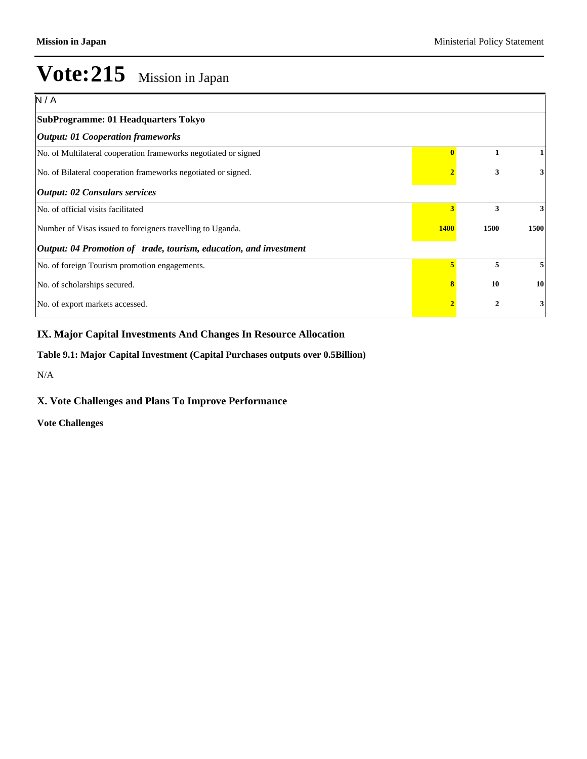# Vote:215 Mission in Japan

| N / A | | | |
|---|---|---|---|
| **SubProgramme: 01 Headquarters Tokyo** | | | |
| ***Output: 01 Cooperation frameworks*** | | | |
| No. of Multilateral cooperation frameworks negotiated or signed | **0** | **1** | **1** |
| No. of Bilateral cooperation frameworks negotiated or signed. | **2** | **3** | **3** |
| ***Output: 02 Consulars services*** | | | |
| No. of official visits facilitated | **3** | **3** | **3** |
| Number of Visas issued to foreigners travelling to Uganda. | **1400** | **1500** | **1500** |
| ***Output: 04 Promotion of trade, tourism, education, and investment*** | | | |
| No. of foreign Tourism promotion engagements. | **5** | **5** | **5** |
| No. of scholarships secured. | **8** | **10** | **10** |
| No. of export markets accessed. | **2** | **2** | **3** |

## IX. Major Capital Investments And Changes In Resource Allocation

**Table 9.1: Major Capital Investment (Capital Purchases outputs over 0.5Billion)**

N/A

## X. Vote Challenges and Plans To Improve Performance

**Vote Challenges**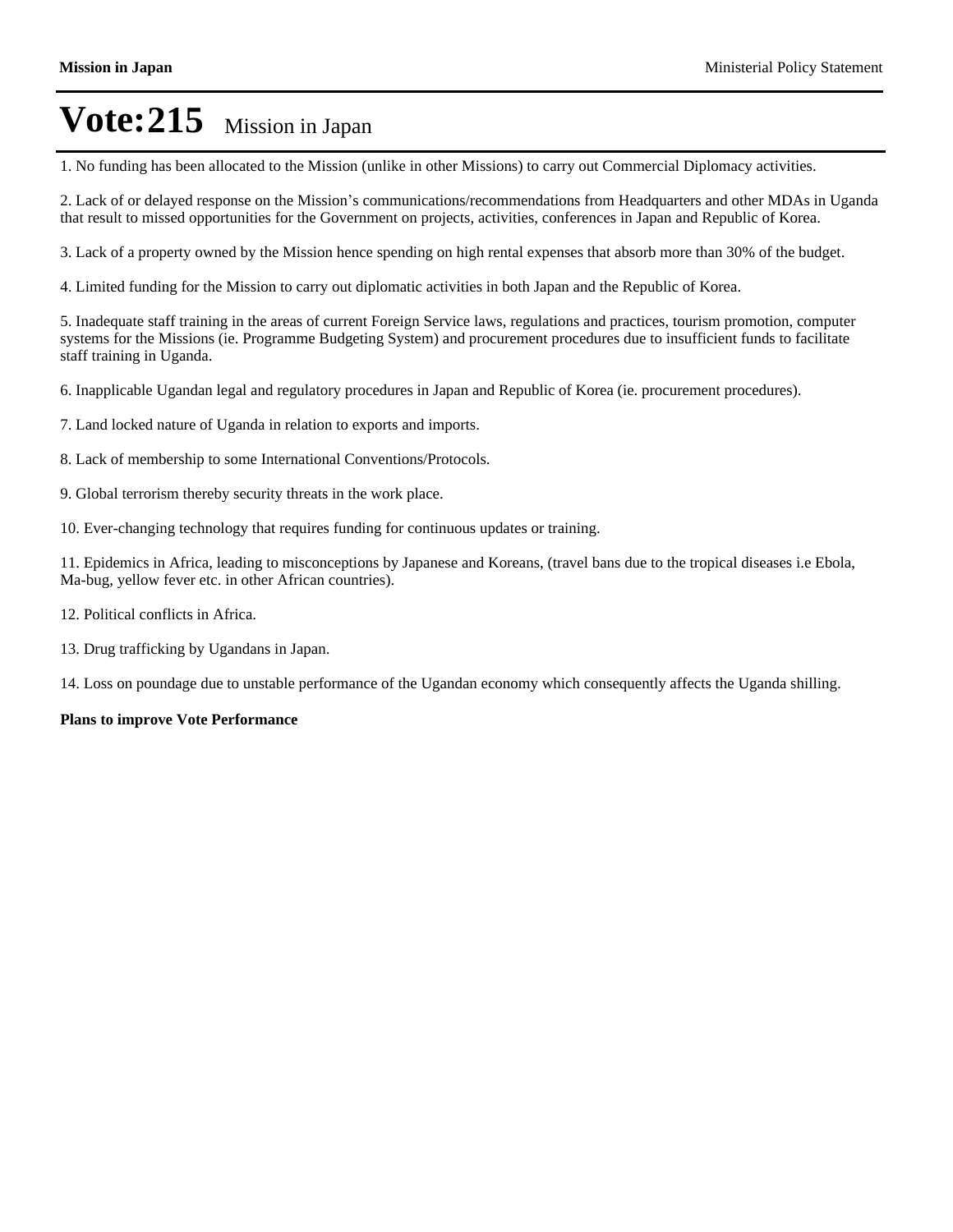# Vote:215 Mission in Japan

1. No funding has been allocated to the Mission (unlike in other Missions) to carry out Commercial Diplomacy activities.

2. Lack of or delayed response on the Mission's communications/recommendations from Headquarters and other MDAs in Uganda that result to missed opportunities for the Government on projects, activities, conferences in Japan and Republic of Korea.

3. Lack of a property owned by the Mission hence spending on high rental expenses that absorb more than 30% of the budget.

4. Limited funding for the Mission to carry out diplomatic activities in both Japan and the Republic of Korea.

5. Inadequate staff training in the areas of current Foreign Service laws, regulations and practices, tourism promotion, computer systems for the Missions (ie. Programme Budgeting System) and procurement procedures due to insufficient funds to facilitate staff training in Uganda.

6. Inapplicable Ugandan legal and regulatory procedures in Japan and Republic of Korea (ie. procurement procedures).

7. Land locked nature of Uganda in relation to exports and imports.

8. Lack of membership to some International Conventions/Protocols.

9. Global terrorism thereby security threats in the work place.

10. Ever-changing technology that requires funding for continuous updates or training.

11. Epidemics in Africa, leading to misconceptions by Japanese and Koreans, (travel bans due to the tropical diseases i.e Ebola, Ma-bug, yellow fever etc. in other African countries).

12. Political conflicts in Africa.

13. Drug trafficking by Ugandans in Japan.

14. Loss on poundage due to unstable performance of the Ugandan economy which consequently affects the Uganda shilling.

**Plans to improve Vote Performance**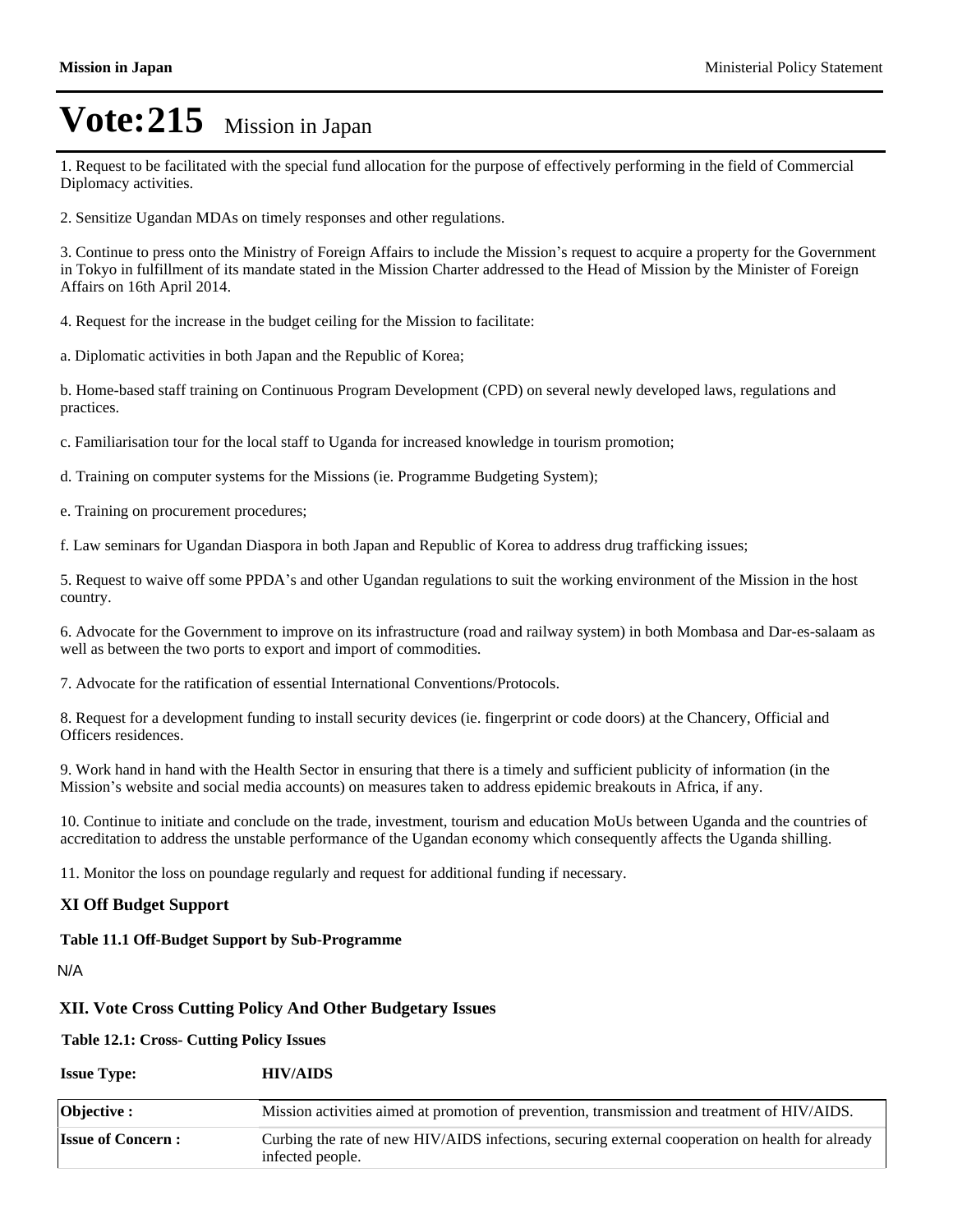# Vote:215 Mission in Japan

1. Request to be facilitated with the special fund allocation for the purpose of effectively performing in the field of Commercial Diplomacy activities.

2. Sensitize Ugandan MDAs on timely responses and other regulations.

3. Continue to press onto the Ministry of Foreign Affairs to include the Mission's request to acquire a property for the Government in Tokyo in fulfillment of its mandate stated in the Mission Charter addressed to the Head of Mission by the Minister of Foreign Affairs on 16th April 2014.

4. Request for the increase in the budget ceiling for the Mission to facilitate:

a. Diplomatic activities in both Japan and the Republic of Korea;

b. Home-based staff training on Continuous Program Development (CPD) on several newly developed laws, regulations and practices.

c. Familiarisation tour for the local staff to Uganda for increased knowledge in tourism promotion;

d. Training on computer systems for the Missions (ie. Programme Budgeting System);

e. Training on procurement procedures;

f. Law seminars for Ugandan Diaspora in both Japan and Republic of Korea to address drug trafficking issues;

5. Request to waive off some PPDA's and other Ugandan regulations to suit the working environment of the Mission in the host country.

6. Advocate for the Government to improve on its infrastructure (road and railway system) in both Mombasa and Dar-es-salaam as well as between the two ports to export and import of commodities.

7. Advocate for the ratification of essential International Conventions/Protocols.

8. Request for a development funding to install security devices (ie. fingerprint or code doors) at the Chancery, Official and Officers residences.

9. Work hand in hand with the Health Sector in ensuring that there is a timely and sufficient publicity of information (in the Mission's website and social media accounts) on measures taken to address epidemic breakouts in Africa, if any.

10. Continue to initiate and conclude on the trade, investment, tourism and education MoUs between Uganda and the countries of accreditation to address the unstable performance of the Ugandan economy which consequently affects the Uganda shilling.

11. Monitor the loss on poundage regularly and request for additional funding if necessary.

### XI Off Budget Support

**Table 11.1 Off-Budget Support by Sub-Programme**

N/A

### XII. Vote Cross Cutting Policy And Other Budgetary Issues

**Table 12.1: Cross- Cutting Policy Issues**

**Issue Type:** **HIV/AIDS**

| | |
|---|---|
| **Objective :** | Mission activities aimed at promotion of prevention, transmission and treatment of HIV/AIDS. |
| **Issue of Concern :** | Curbing the rate of new HIV/AIDS infections, securing external cooperation on health for already infected people. |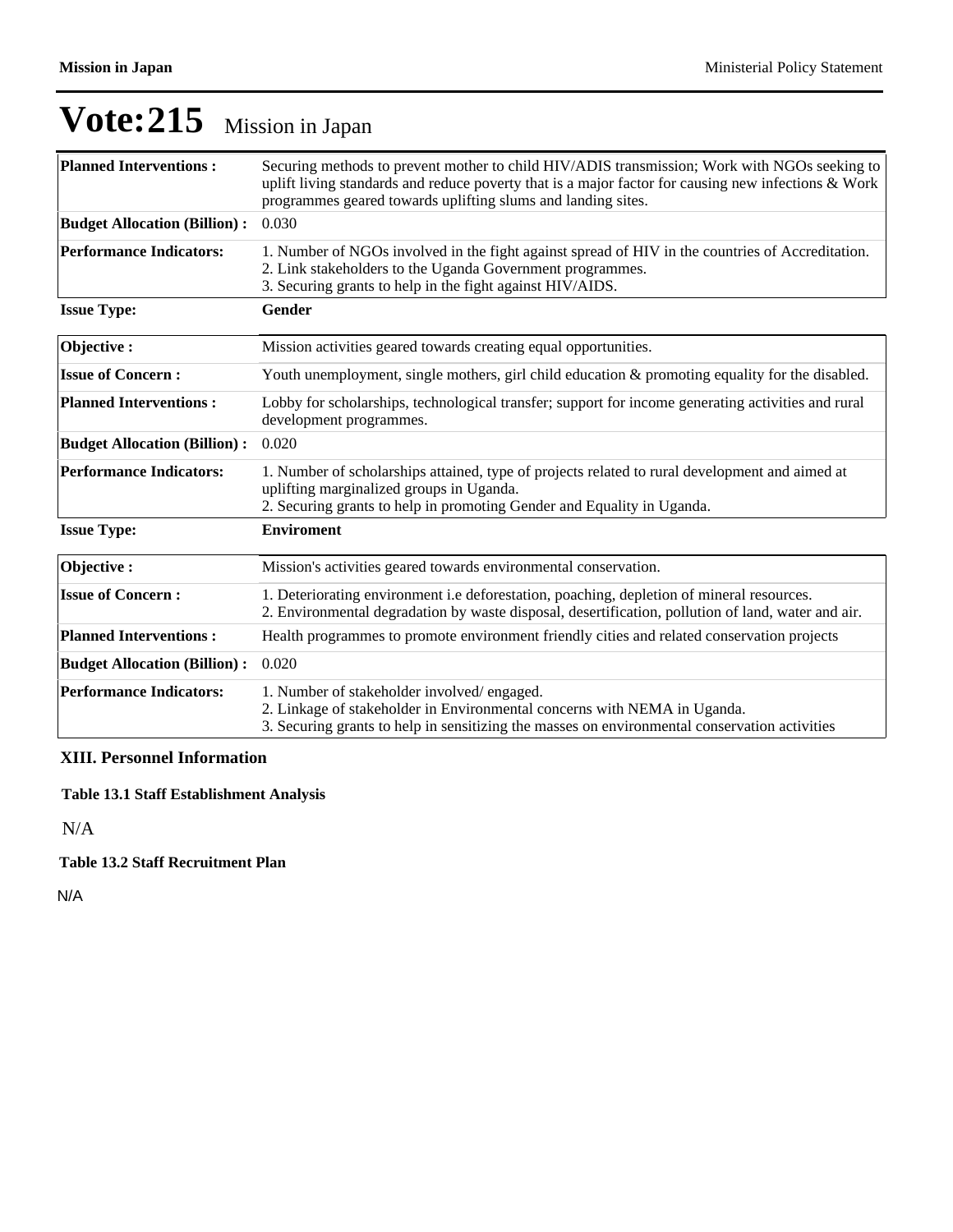# Vote:215 Mission in Japan

| | |
|---|---|
| **Planned Interventions :** | Securing methods to prevent mother to child HIV/ADIS transmission; Work with NGOs seeking to uplift living standards and reduce poverty that is a major factor for causing new infections & Work programmes geared towards uplifting slums and landing sites. |
| **Budget Allocation (Billion) :** | 0.030 |
| **Performance Indicators:** | 1. Number of NGOs involved in the fight against spread of HIV in the countries of Accreditation.<br>2. Link stakeholders to the Uganda Government programmes.<br>3. Securing grants to help in the fight against HIV/AIDS. |

**Issue Type:** **Gender**

| | |
|---|---|
| **Objective :** | Mission activities geared towards creating equal opportunities. |
| **Issue of Concern :** | Youth unemployment, single mothers, girl child education & promoting equality for the disabled. |
| **Planned Interventions :** | Lobby for scholarships, technological transfer; support for income generating activities and rural development programmes. |
| **Budget Allocation (Billion) :** | 0.020 |
| **Performance Indicators:** | 1. Number of scholarships attained, type of projects related to rural development and aimed at uplifting marginalized groups in Uganda.<br>2. Securing grants to help in promoting Gender and Equality in Uganda. |

**Issue Type:** **Enviroment**

| | |
|---|---|
| **Objective :** | Mission's activities geared towards environmental conservation. |
| **Issue of Concern :** | 1. Deteriorating environment i.e deforestation, poaching, depletion of mineral resources.<br>2. Environmental degradation by waste disposal, desertification, pollution of land, water and air. |
| **Planned Interventions :** | Health programmes to promote environment friendly cities and related conservation projects |
| **Budget Allocation (Billion) :** | 0.020 |
| **Performance Indicators:** | 1. Number of stakeholder involved/ engaged.<br>2. Linkage of stakeholder in Environmental concerns with NEMA in Uganda.<br>3. Securing grants to help in sensitizing the masses on environmental conservation activities |

## XIII. Personnel Information

**Table 13.1 Staff Establishment Analysis**

N/A

**Table 13.2 Staff Recruitment Plan**

N/A